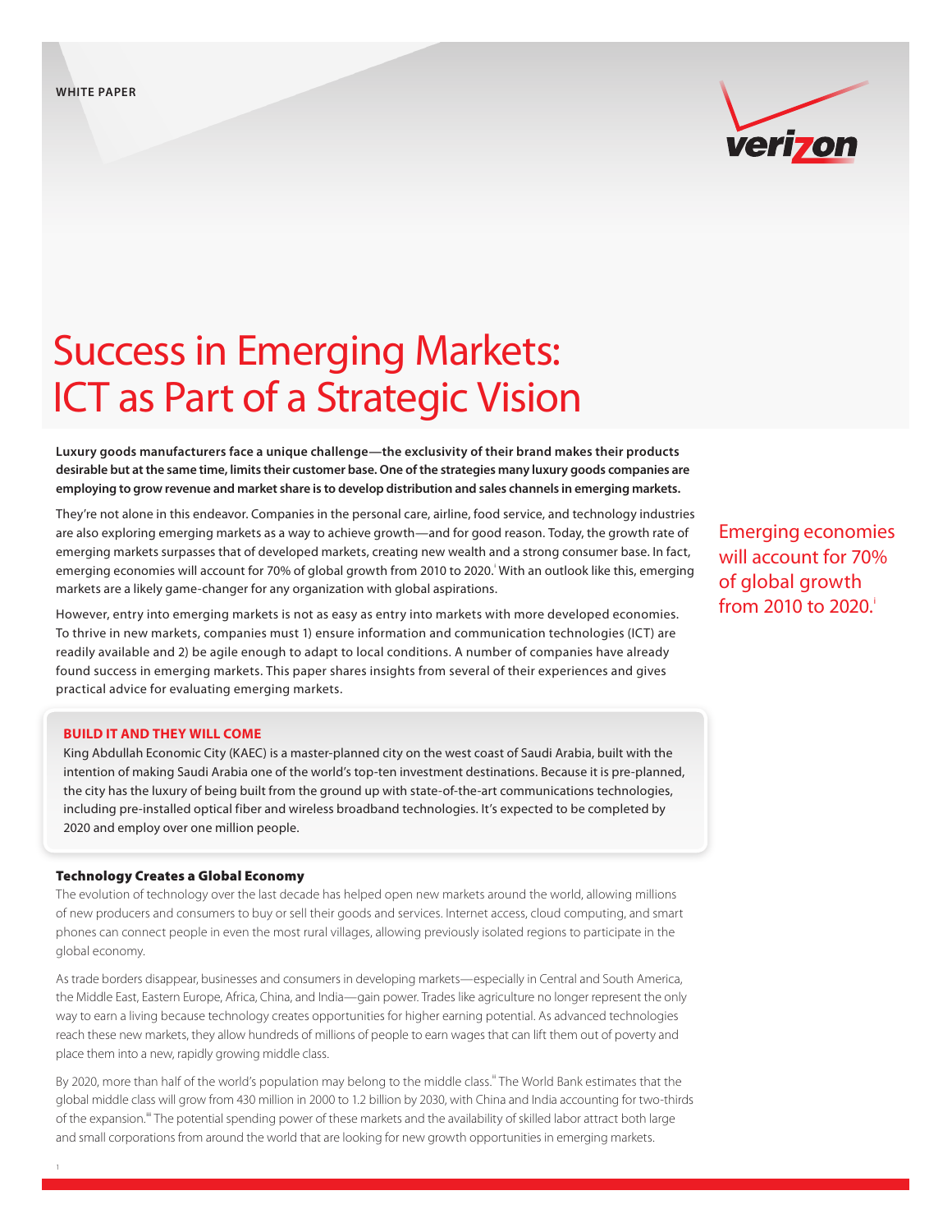WHITE PAPER

# Success in Emerging Markets: ICT as Part of a Strategic Vision

**Luxury goods manufacturers face a unique challenge—the exclusivity of their brand makes their products desirable but at the same time, limits their customer base. One of the strategies many luxury goods companies are employing to grow revenue and market share is to develop distribution and sales channels in emerging markets.**

They're not alone in this endeavor. Companies in the personal care, airline, food service, and technology industries are also exploring emerging markets as a way to achieve growth—and for good reason. Today, the growth rate of emerging markets surpasses that of developed markets, creating new wealth and a strong consumer base. In fact, emerging economies will account for 70% of global growth from 2010 to 2020.[i] With an outlook like this, emerging markets are a likely game-changer for any organization with global aspirations.

Emerging economies will account for 70% of global growth from 2010 to 2020.[i]

However, entry into emerging markets is not as easy as entry into markets with more developed economies. To thrive in new markets, companies must 1) ensure information and communication technologies (ICT) are readily available and 2) be agile enough to adapt to local conditions. A number of companies have already found success in emerging markets. This paper shares insights from several of their experiences and gives practical advice for evaluating emerging markets.

**BUILD IT AND THEY WILL COME**

King Abdullah Economic City (KAEC) is a master-planned city on the west coast of Saudi Arabia, built with the intention of making Saudi Arabia one of the world's top-ten investment destinations. Because it is pre-planned, the city has the luxury of being built from the ground up with state-of-the-art communications technologies, including pre-installed optical fiber and wireless broadband technologies. It's expected to be completed by 2020 and employ over one million people.

## Technology Creates a Global Economy

The evolution of technology over the last decade has helped open new markets around the world, allowing millions of new producers and consumers to buy or sell their goods and services. Internet access, cloud computing, and smart phones can connect people in even the most rural villages, allowing previously isolated regions to participate in the global economy.

As trade borders disappear, businesses and consumers in developing markets—especially in Central and South America, the Middle East, Eastern Europe, Africa, China, and India—gain power. Trades like agriculture no longer represent the only way to earn a living because technology creates opportunities for higher earning potential. As advanced technologies reach these new markets, they allow hundreds of millions of people to earn wages that can lift them out of poverty and place them into a new, rapidly growing middle class.

By 2020, more than half of the world's population may belong to the middle class.[ii] The World Bank estimates that the global middle class will grow from 430 million in 2000 to 1.2 billion by 2030, with China and India accounting for two-thirds of the expansion.[iii] The potential spending power of these markets and the availability of skilled labor attract both large and small corporations from around the world that are looking for new growth opportunities in emerging markets.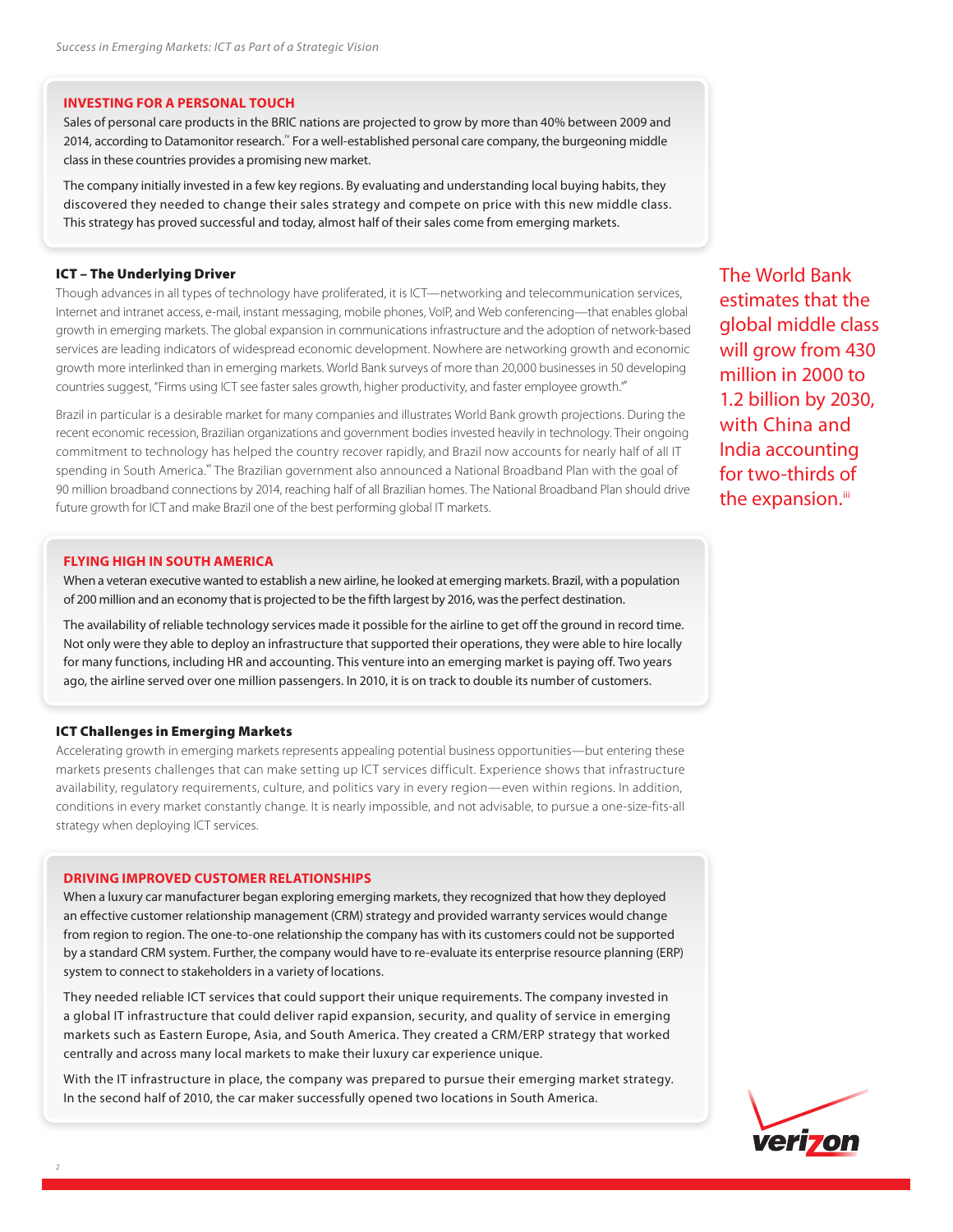### INVESTING FOR A PERSONAL TOUCH

Sales of personal care products in the BRIC nations are projected to grow by more than 40% between 2009 and 2014, according to Datamonitor research.[iv] For a well-established personal care company, the burgeoning middle class in these countries provides a promising new market.

The company initially invested in a few key regions. By evaluating and understanding local buying habits, they discovered they needed to change their sales strategy and compete on price with this new middle class. This strategy has proved successful and today, almost half of their sales come from emerging markets.

## ICT – The Underlying Driver

Though advances in all types of technology have proliferated, it is ICT—networking and telecommunication services, Internet and intranet access, e-mail, instant messaging, mobile phones, VoIP, and Web conferencing—that enables global growth in emerging markets. The global expansion in communications infrastructure and the adoption of network-based services are leading indicators of widespread economic development. Nowhere are networking growth and economic growth more interlinked than in emerging markets. World Bank surveys of more than 20,000 businesses in 50 developing countries suggest, "Firms using ICT see faster sales growth, higher productivity, and faster employee growth."[v]

Brazil in particular is a desirable market for many companies and illustrates World Bank growth projections. During the recent economic recession, Brazilian organizations and government bodies invested heavily in technology. Their ongoing commitment to technology has helped the country recover rapidly, and Brazil now accounts for nearly half of all IT spending in South America.[vi] The Brazilian government also announced a National Broadband Plan with the goal of 90 million broadband connections by 2014, reaching half of all Brazilian homes. The National Broadband Plan should drive future growth for ICT and make Brazil one of the best performing global IT markets.

The World Bank estimates that the global middle class will grow from 430 million in 2000 to 1.2 billion by 2030, with China and India accounting for two-thirds of the expansion.[iii]

### FLYING HIGH IN SOUTH AMERICA

When a veteran executive wanted to establish a new airline, he looked at emerging markets. Brazil, with a population of 200 million and an economy that is projected to be the fifth largest by 2016, was the perfect destination.

The availability of reliable technology services made it possible for the airline to get off the ground in record time. Not only were they able to deploy an infrastructure that supported their operations, they were able to hire locally for many functions, including HR and accounting. This venture into an emerging market is paying off. Two years ago, the airline served over one million passengers. In 2010, it is on track to double its number of customers.

## ICT Challenges in Emerging Markets

Accelerating growth in emerging markets represents appealing potential business opportunities—but entering these markets presents challenges that can make setting up ICT services difficult. Experience shows that infrastructure availability, regulatory requirements, culture, and politics vary in every region—even within regions. In addition, conditions in every market constantly change. It is nearly impossible, and not advisable, to pursue a one-size-fits-all strategy when deploying ICT services.

### DRIVING IMPROVED CUSTOMER RELATIONSHIPS

When a luxury car manufacturer began exploring emerging markets, they recognized that how they deployed an effective customer relationship management (CRM) strategy and provided warranty services would change from region to region. The one-to-one relationship the company has with its customers could not be supported by a standard CRM system. Further, the company would have to re-evaluate its enterprise resource planning (ERP) system to connect to stakeholders in a variety of locations.

They needed reliable ICT services that could support their unique requirements. The company invested in a global IT infrastructure that could deliver rapid expansion, security, and quality of service in emerging markets such as Eastern Europe, Asia, and South America. They created a CRM/ERP strategy that worked centrally and across many local markets to make their luxury car experience unique.

With the IT infrastructure in place, the company was prepared to pursue their emerging market strategy. In the second half of 2010, the car maker successfully opened two locations in South America.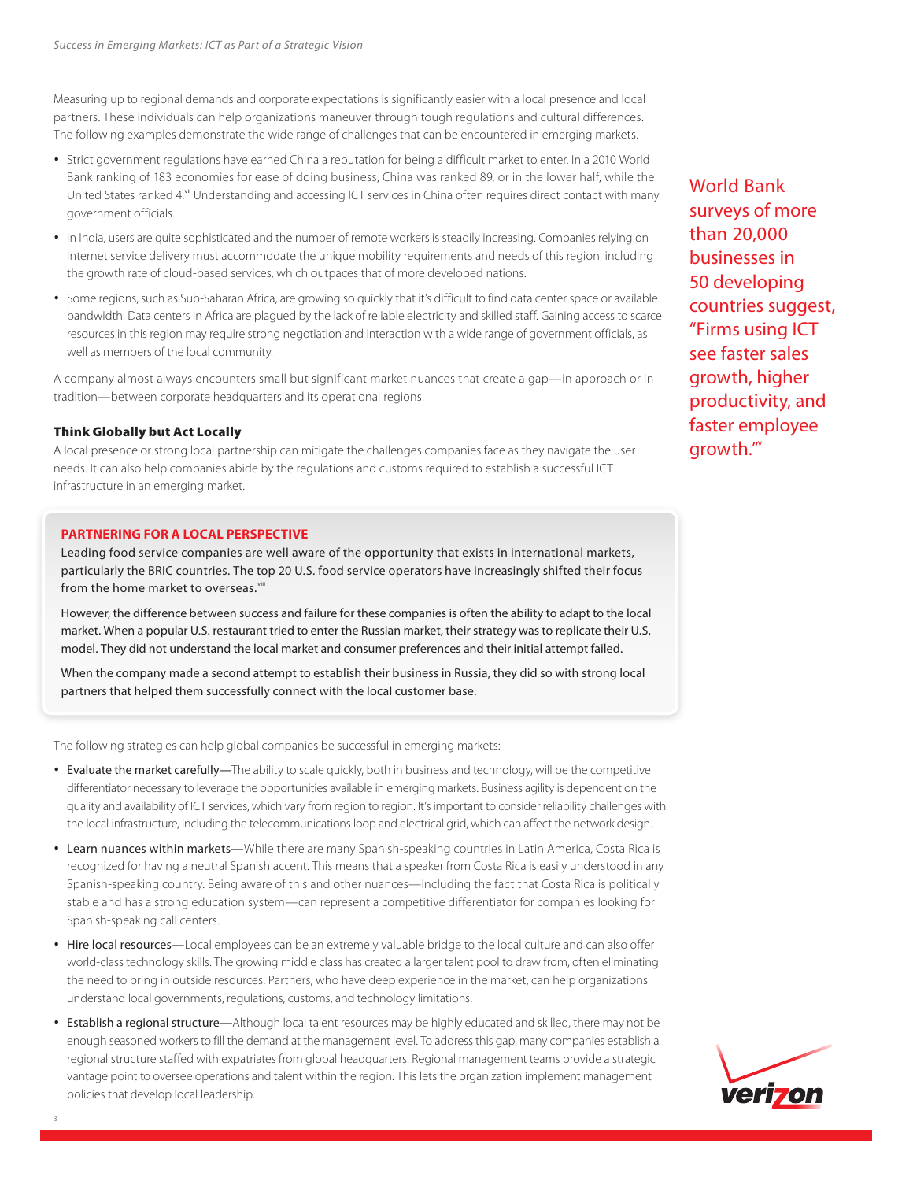Measuring up to regional demands and corporate expectations is significantly easier with a local presence and local partners. These individuals can help organizations maneuver through tough regulations and cultural differences. The following examples demonstrate the wide range of challenges that can be encountered in emerging markets.

- Strict government regulations have earned China a reputation for being a difficult market to enter. In a 2010 World Bank ranking of 183 economies for ease of doing business, China was ranked 89, or in the lower half, while the United States ranked 4.[vii] Understanding and accessing ICT services in China often requires direct contact with many government officials.
- In India, users are quite sophisticated and the number of remote workers is steadily increasing. Companies relying on Internet service delivery must accommodate the unique mobility requirements and needs of this region, including the growth rate of cloud-based services, which outpaces that of more developed nations.
- Some regions, such as Sub-Saharan Africa, are growing so quickly that it's difficult to find data center space or available bandwidth. Data centers in Africa are plagued by the lack of reliable electricity and skilled staff. Gaining access to scarce resources in this region may require strong negotiation and interaction with a wide range of government officials, as well as members of the local community.

A company almost always encounters small but significant market nuances that create a gap—in approach or in tradition—between corporate headquarters and its operational regions.

World Bank surveys of more than 20,000 businesses in 50 developing countries suggest, "Firms using ICT see faster sales growth, higher productivity, and faster employee growth."[v]

#### Think Globally but Act Locally

A local presence or strong local partnership can mitigate the challenges companies face as they navigate the user needs. It can also help companies abide by the regulations and customs required to establish a successful ICT infrastructure in an emerging market.

**PARTNERING FOR A LOCAL PERSPECTIVE**

Leading food service companies are well aware of the opportunity that exists in international markets, particularly the BRIC countries. The top 20 U.S. food service operators have increasingly shifted their focus from the home market to overseas.[viii]

However, the difference between success and failure for these companies is often the ability to adapt to the local market. When a popular U.S. restaurant tried to enter the Russian market, their strategy was to replicate their U.S. model. They did not understand the local market and consumer preferences and their initial attempt failed.

When the company made a second attempt to establish their business in Russia, they did so with strong local partners that helped them successfully connect with the local customer base.

The following strategies can help global companies be successful in emerging markets:

- Evaluate the market carefully—The ability to scale quickly, both in business and technology, will be the competitive differentiator necessary to leverage the opportunities available in emerging markets. Business agility is dependent on the quality and availability of ICT services, which vary from region to region. It's important to consider reliability challenges with the local infrastructure, including the telecommunications loop and electrical grid, which can affect the network design.
- Learn nuances within markets—While there are many Spanish-speaking countries in Latin America, Costa Rica is recognized for having a neutral Spanish accent. This means that a speaker from Costa Rica is easily understood in any Spanish-speaking country. Being aware of this and other nuances—including the fact that Costa Rica is politically stable and has a strong education system—can represent a competitive differentiator for companies looking for Spanish-speaking call centers.
- Hire local resources—Local employees can be an extremely valuable bridge to the local culture and can also offer world-class technology skills. The growing middle class has created a larger talent pool to draw from, often eliminating the need to bring in outside resources. Partners, who have deep experience in the market, can help organizations understand local governments, regulations, customs, and technology limitations.
- Establish a regional structure—Although local talent resources may be highly educated and skilled, there may not be enough seasoned workers to fill the demand at the management level. To address this gap, many companies establish a regional structure staffed with expatriates from global headquarters. Regional management teams provide a strategic vantage point to oversee operations and talent within the region. This lets the organization implement management policies that develop local leadership.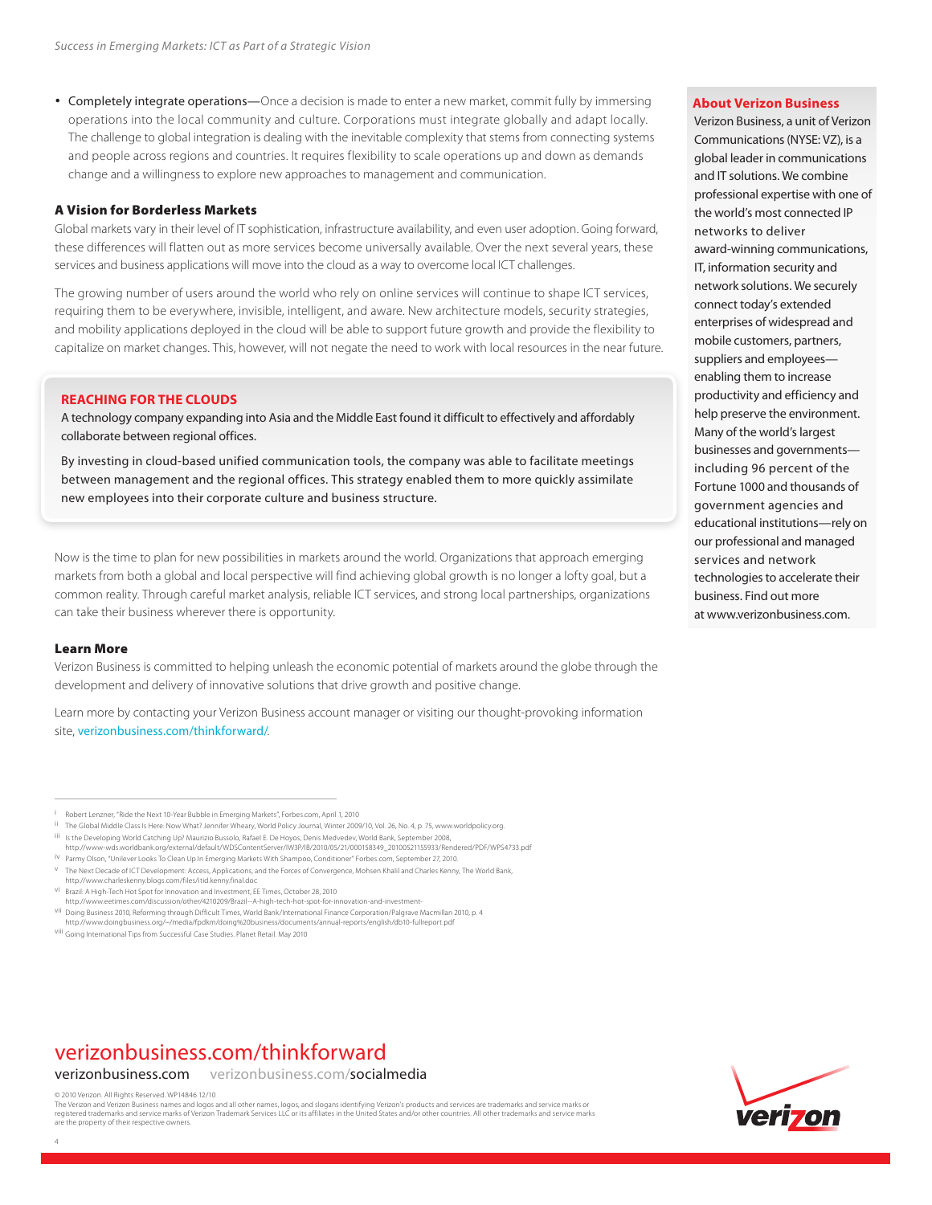- Completely integrate operations—Once a decision is made to enter a new market, commit fully by immersing operations into the local community and culture. Corporations must integrate globally and adapt locally. The challenge to global integration is dealing with the inevitable complexity that stems from connecting systems and people across regions and countries. It requires flexibility to scale operations up and down as demands change and a willingness to explore new approaches to management and communication.

### A Vision for Borderless Markets

Global markets vary in their level of IT sophistication, infrastructure availability, and even user adoption. Going forward, these differences will flatten out as more services become universally available. Over the next several years, these services and business applications will move into the cloud as a way to overcome local ICT challenges.

The growing number of users around the world who rely on online services will continue to shape ICT services, requiring them to be everywhere, invisible, intelligent, and aware. New architecture models, security strategies, and mobility applications deployed in the cloud will be able to support future growth and provide the flexibility to capitalize on market changes. This, however, will not negate the need to work with local resources in the near future.

#### REACHING FOR THE CLOUDS

A technology company expanding into Asia and the Middle East found it difficult to effectively and affordably collaborate between regional offices.

By investing in cloud-based unified communication tools, the company was able to facilitate meetings between management and the regional offices. This strategy enabled them to more quickly assimilate new employees into their corporate culture and business structure.

Now is the time to plan for new possibilities in markets around the world. Organizations that approach emerging markets from both a global and local perspective will find achieving global growth is no longer a lofty goal, but a common reality. Through careful market analysis, reliable ICT services, and strong local partnerships, organizations can take their business wherever there is opportunity.

### Learn More

Verizon Business is committed to helping unleash the economic potential of markets around the globe through the development and delivery of innovative solutions that drive growth and positive change.

Learn more by contacting your Verizon Business account manager or visiting our thought-provoking information site, verizonbusiness.com/thinkforward/.

#### About Verizon Business

Verizon Business, a unit of Verizon Communications (NYSE: VZ), is a global leader in communications and IT solutions. We combine professional expertise with one of the world's most connected IP networks to deliver award-winning communications, IT, information security and network solutions. We securely connect today's extended enterprises of widespread and mobile customers, partners, suppliers and employees—enabling them to increase productivity and efficiency and help preserve the environment. Many of the world's largest businesses and governments—including 96 percent of the Fortune 1000 and thousands of government agencies and educational institutions—rely on our professional and managed services and network technologies to accelerate their business. Find out more at www.verizonbusiness.com.

---

[i] Robert Lenzner, "Ride the Next 10-Year Bubble in Emerging Markets", Forbes.com, April 1, 2010

[ii] The Global Middle Class Is Here: Now What? Jennifer Wheary, World Policy Journal, Winter 2009/10, Vol. 26, No. 4, p. 75, www.worldpolicy.org.

[iii] Is the Developing World Catching Up? Maurizio Bussolo, Rafael E. De Hoyos, Denis Medvedev, World Bank, September 2008, http://www-wds.worldbank.org/external/default/WDSContentServer/IW3P/IB/2010/05/21/000158349_20100521155933/Rendered/PDF/WPS4733.pdf

[iv] Parmy Olson, "Unilever Looks To Clean Up In Emerging Markets With Shampoo, Conditioner" Forbes.com, September 27, 2010.

[v] The Next Decade of ICT Development: Access, Applications, and the Forces of Convergence, Mohsen Khalil and Charles Kenny, The World Bank, http://www.charleskenny.blogs.com/files/itid.kenny.final.doc

[vi] Brazil: A High-Tech Hot Spot for Innovation and Investment, EE Times, October 28, 2010 http://www.eetimes.com/discussion/other/4210209/Brazil--A-high-tech-hot-spot-for-innovation-and-investment-

[vii] Doing Business 2010, Reforming through Difficult Times, World Bank/International Finance Corporation/Palgrave Macmillan 2010, p. 4 http://www.doingbusiness.org/~/media/fpdkm/doing%20business/documents/annual-reports/english/db10-fullreport.pdf

[viii] Going International Tips from Successful Case Studies. Planet Retail. May 2010

## verizonbusiness.com/thinkforward

verizonbusiness.com    verizonbusiness.com/socialmedia

© 2010 Verizon. All Rights Reserved. WP14846 12/10

The Verizon and Verizon Business names and logos and all other names, logos, and slogans identifying Verizon's products and services are trademarks and service marks or registered trademarks and service marks of Verizon Trademark Services LLC or its affiliates in the United States and/or other countries. All other trademarks and service marks are the property of their respective owners.